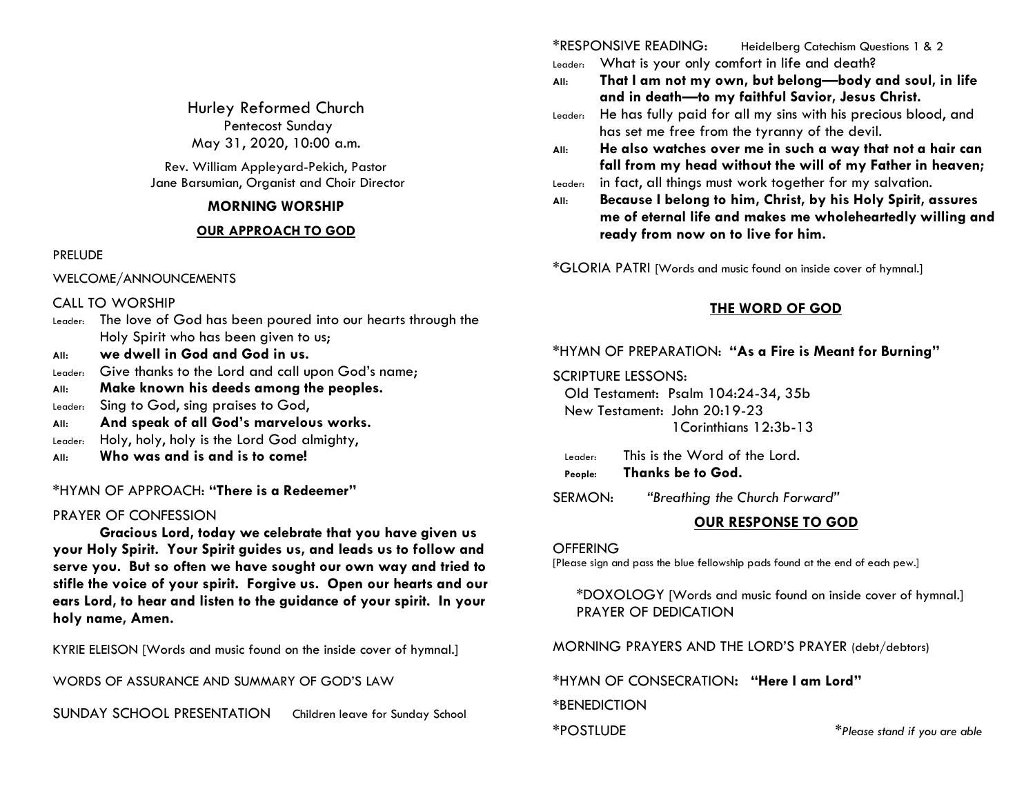Hurley Reformed Church

Pentecost Sunday

May 31, 2020, 10:00 a.m.

Rev. William Appleyard-Pekich, Pastor

Jane Barsumian, Organist and Choir Director

**MORNING WORSHIP**

## OUR APPROACH TO GOD

PRELUDE

WELCOME/ANNOUNCEMENTS

CALL TO WORSHIP

Leader: The love of God has been poured into our hearts through the Holy Spirit who has been given to us;

**All: we dwell in God and God in us.**

Leader: Give thanks to the Lord and call upon God's name;

**All: Make known his deeds among the peoples.**

Leader: Sing to God, sing praises to God,

**All: And speak of all God's marvelous works.**

Leader: Holy, holy, holy is the Lord God almighty,

**All: Who was and is and is to come!**

*HYMN OF APPROACH: **"There is a Redeemer"**

PRAYER OF CONFESSION

**Gracious Lord, today we celebrate that you have given us your Holy Spirit. Your Spirit guides us, and leads us to follow and serve you. But so often we have sought our own way and tried to stifle the voice of your spirit. Forgive us. Open our hearts and our ears Lord, to hear and listen to the guidance of your spirit. In your holy name, Amen.**

KYRIE ELEISON [Words and music found on the inside cover of hymnal.]

WORDS OF ASSURANCE AND SUMMARY OF GOD'S LAW

SUNDAY SCHOOL PRESENTATION    Children leave for Sunday School

*RESPONSIVE READING:    Heidelberg Catechism Questions 1 & 2

Leader: What is your only comfort in life and death?

**All: That I am not my own, but belong—body and soul, in life and in death—to my faithful Savior, Jesus Christ.**

Leader: He has fully paid for all my sins with his precious blood, and has set me free from the tyranny of the devil.

**All: He also watches over me in such a way that not a hair can fall from my head without the will of my Father in heaven;**

Leader: in fact, all things must work together for my salvation.

**All: Because I belong to him, Christ, by his Holy Spirit, assures me of eternal life and makes me wholeheartedly willing and ready from now on to live for him.**

*GLORIA PATRI [Words and music found on inside cover of hymnal.]

## THE WORD OF GOD

*HYMN OF PREPARATION: **"As a Fire is Meant for Burning"**

SCRIPTURE LESSONS:

Old Testament: Psalm 104:24-34, 35b

New Testament: John 20:19-23

1Corinthians 12:3b-13

Leader: This is the Word of the Lord.

**People: Thanks be to God.**

SERMON: *"Breathing the Church Forward"*

## OUR RESPONSE TO GOD

OFFERING

[Please sign and pass the blue fellowship pads found at the end of each pew.]

*DOXOLOGY [Words and music found on inside cover of hymnal.]

PRAYER OF DEDICATION

MORNING PRAYERS AND THE LORD'S PRAYER (debt/debtors)

*HYMN OF CONSECRATION: **"Here I am Lord"**

*BENEDICTION

*POSTLUDE

*\*Please stand if you are able*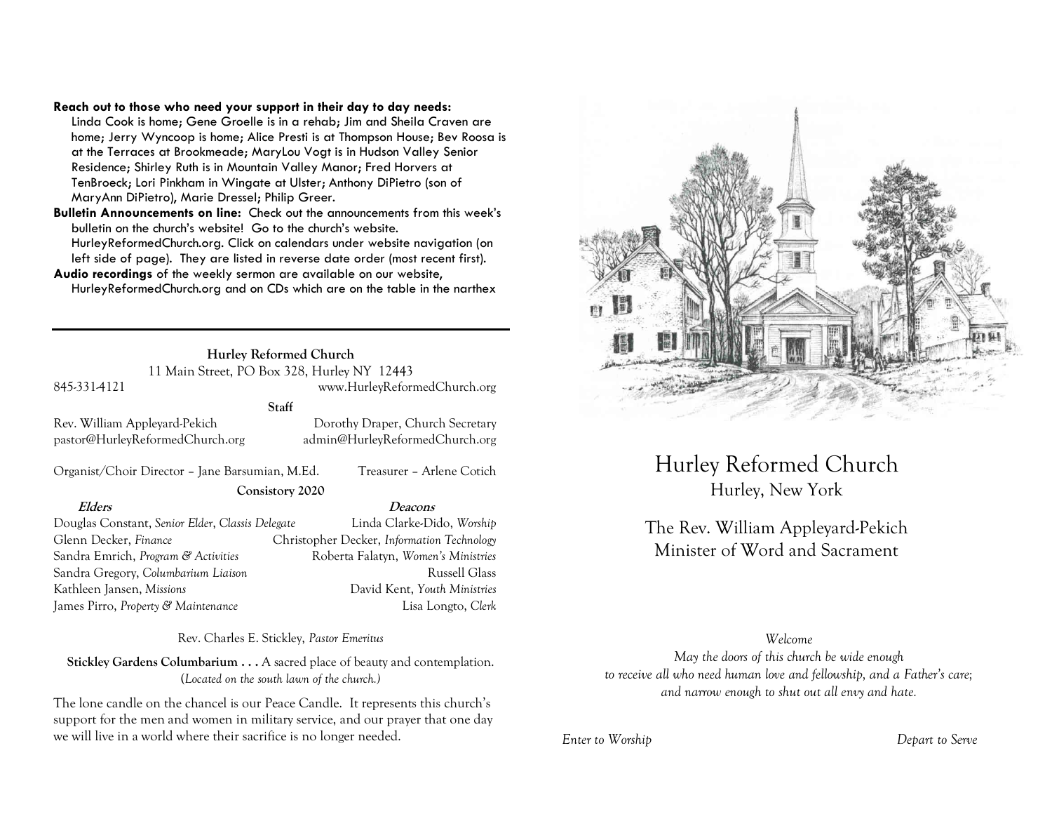**Reach out to those who need your support in their day to day needs:** Linda Cook is home; Gene Groelle is in a rehab; Jim and Sheila Craven are home; Jerry Wyncoop is home; Alice Presti is at Thompson House; Bev Roosa is at the Terraces at Brookmeade; MaryLou Vogt is in Hudson Valley Senior Residence; Shirley Ruth is in Mountain Valley Manor; Fred Horvers at TenBroeck; Lori Pinkham in Wingate at Ulster; Anthony DiPietro (son of MaryAnn DiPietro), Marie Dressel; Philip Greer.

**Bulletin Announcements on line:** Check out the announcements from this week's bulletin on the church's website! Go to the church's website. HurleyReformedChurch.org. Click on calendars under website navigation (on left side of page). They are listed in reverse date order (most recent first).

**Audio recordings** of the weekly sermon are available on our website, HurleyReformedChurch.org and on CDs which are on the table in the narthex

---

**Hurley Reformed Church**
11 Main Street, PO Box 328, Hurley NY 12443
845-331-4121 www.HurleyReformedChurch.org

**Staff**

Rev. William Appleyard-Pekich — pastor@HurleyReformedChurch.org
Dorothy Draper, Church Secretary — admin@HurleyReformedChurch.org

Organist/Choir Director – Jane Barsumian, M.Ed.
Treasurer – Arlene Cotich

**Consistory 2020**

| ***Elders*** | ***Deacons*** |
|---|---|
| Douglas Constant, *Senior Elder, Classis Delegate* | Linda Clarke-Dido, *Worship* |
| Glenn Decker, *Finance* | Christopher Decker, *Information Technology* |
| Sandra Emrich, *Program & Activities* | Roberta Falatyn, *Women's Ministries* |
| Sandra Gregory, *Columbarium Liaison* | Russell Glass |
| Kathleen Jansen, *Missions* | David Kent, *Youth Ministries* |
| James Pirro, *Property & Maintenance* | Lisa Longto, *Clerk* |

Rev. Charles E. Stickley, *Pastor Emeritus*

**Stickley Gardens Columbarium . . .** A sacred place of beauty and contemplation. (*Located on the south lawn of the church.*)

The lone candle on the chancel is our Peace Candle. It represents this church's support for the men and women in military service, and our prayer that one day we will live in a world where their sacrifice is no longer needed.

# Hurley Reformed Church

## Hurley, New York

The Rev. William Appleyard-Pekich
Minister of Word and Sacrament

*Welcome*
*May the doors of this church be wide enough to receive all who need human love and fellowship, and a Father's care; and narrow enough to shut out all envy and hate.*

*Enter to Worship* *Depart to Serve*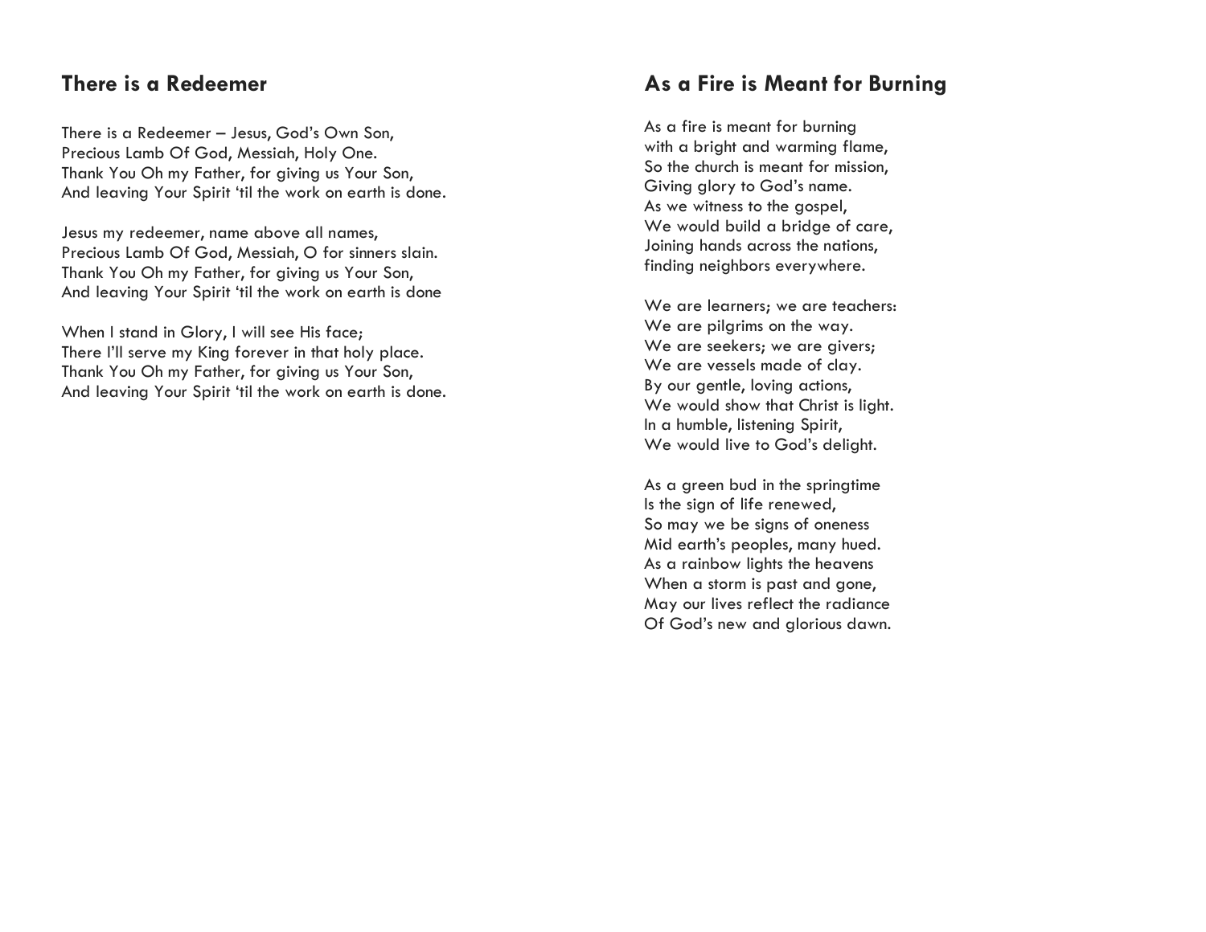## There is a Redeemer

There is a Redeemer – Jesus, God's Own Son,
Precious Lamb Of God, Messiah, Holy One.
Thank You Oh my Father, for giving us Your Son,
And leaving Your Spirit 'til the work on earth is done.

Jesus my redeemer, name above all names,
Precious Lamb Of God, Messiah, O for sinners slain.
Thank You Oh my Father, for giving us Your Son,
And leaving Your Spirit 'til the work on earth is done

When I stand in Glory, I will see His face;
There I'll serve my King forever in that holy place.
Thank You Oh my Father, for giving us Your Son,
And leaving Your Spirit 'til the work on earth is done.

## As a Fire is Meant for Burning

As a fire is meant for burning
with a bright and warming flame,
So the church is meant for mission,
Giving glory to God's name.
As we witness to the gospel,
We would build a bridge of care,
Joining hands across the nations,
finding neighbors everywhere.

We are learners; we are teachers:
We are pilgrims on the way.
We are seekers; we are givers;
We are vessels made of clay.
By our gentle, loving actions,
We would show that Christ is light.
In a humble, listening Spirit,
We would live to God's delight.

As a green bud in the springtime
Is the sign of life renewed,
So may we be signs of oneness
Mid earth's peoples, many hued.
As a rainbow lights the heavens
When a storm is past and gone,
May our lives reflect the radiance
Of God's new and glorious dawn.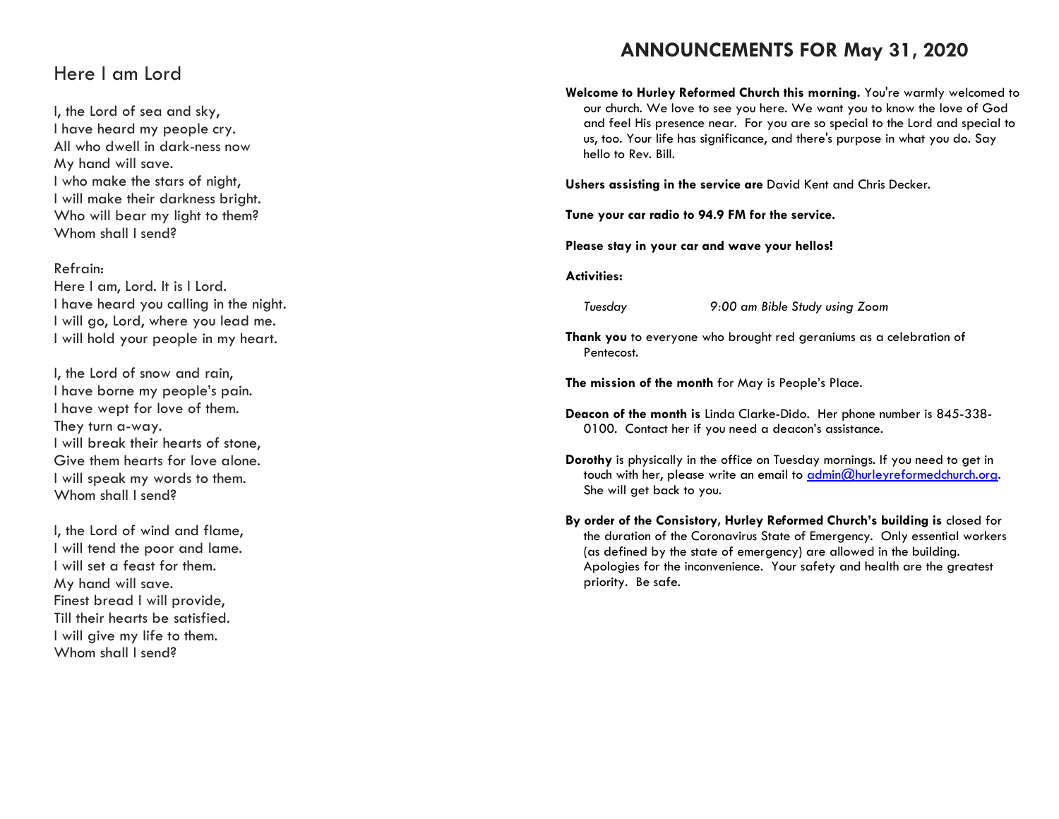## Here I am Lord

I, the Lord of sea and sky,
I have heard my people cry.
All who dwell in dark-ness now
My hand will save.
I who make the stars of night,
I will make their darkness bright.
Who will bear my light to them?
Whom shall I send?

Refrain:
Here I am, Lord. It is I Lord.
I have heard you calling in the night.
I will go, Lord, where you lead me.
I will hold your people in my heart.

I, the Lord of snow and rain,
I have borne my people's pain.
I have wept for love of them.
They turn a-way.
I will break their hearts of stone,
Give them hearts for love alone.
I will speak my words to them.
Whom shall I send?

I, the Lord of wind and flame,
I will tend the poor and lame.
I will set a feast for them.
My hand will save.
Finest bread I will provide,
Till their hearts be satisfied.
I will give my life to them.
Whom shall I send?

# ANNOUNCEMENTS FOR May 31, 2020

**Welcome to Hurley Reformed Church this morning.** You're warmly welcomed to our church. We love to see you here. We want you to know the love of God and feel His presence near. For you are so special to the Lord and special to us, too. Your life has significance, and there's purpose in what you do. Say hello to Rev. Bill.

**Ushers assisting in the service are** David Kent and Chris Decker.

**Tune your car radio to 94.9 FM for the service.**

**Please stay in your car and wave your hellos!**

**Activities:**

*Tuesday* *9:00 am Bible Study using Zoom*

**Thank you** to everyone who brought red geraniums as a celebration of Pentecost.

**The mission of the month** for May is People's Place.

**Deacon of the month is** Linda Clarke-Dido. Her phone number is 845-338-0100. Contact her if you need a deacon's assistance.

**Dorothy** is physically in the office on Tuesday mornings. If you need to get in touch with her, please write an email to admin@hurleyreformedchurch.org. She will get back to you.

**By order of the Consistory, Hurley Reformed Church's building is** closed for the duration of the Coronavirus State of Emergency. Only essential workers (as defined by the state of emergency) are allowed in the building. Apologies for the inconvenience. Your safety and health are the greatest priority. Be safe.